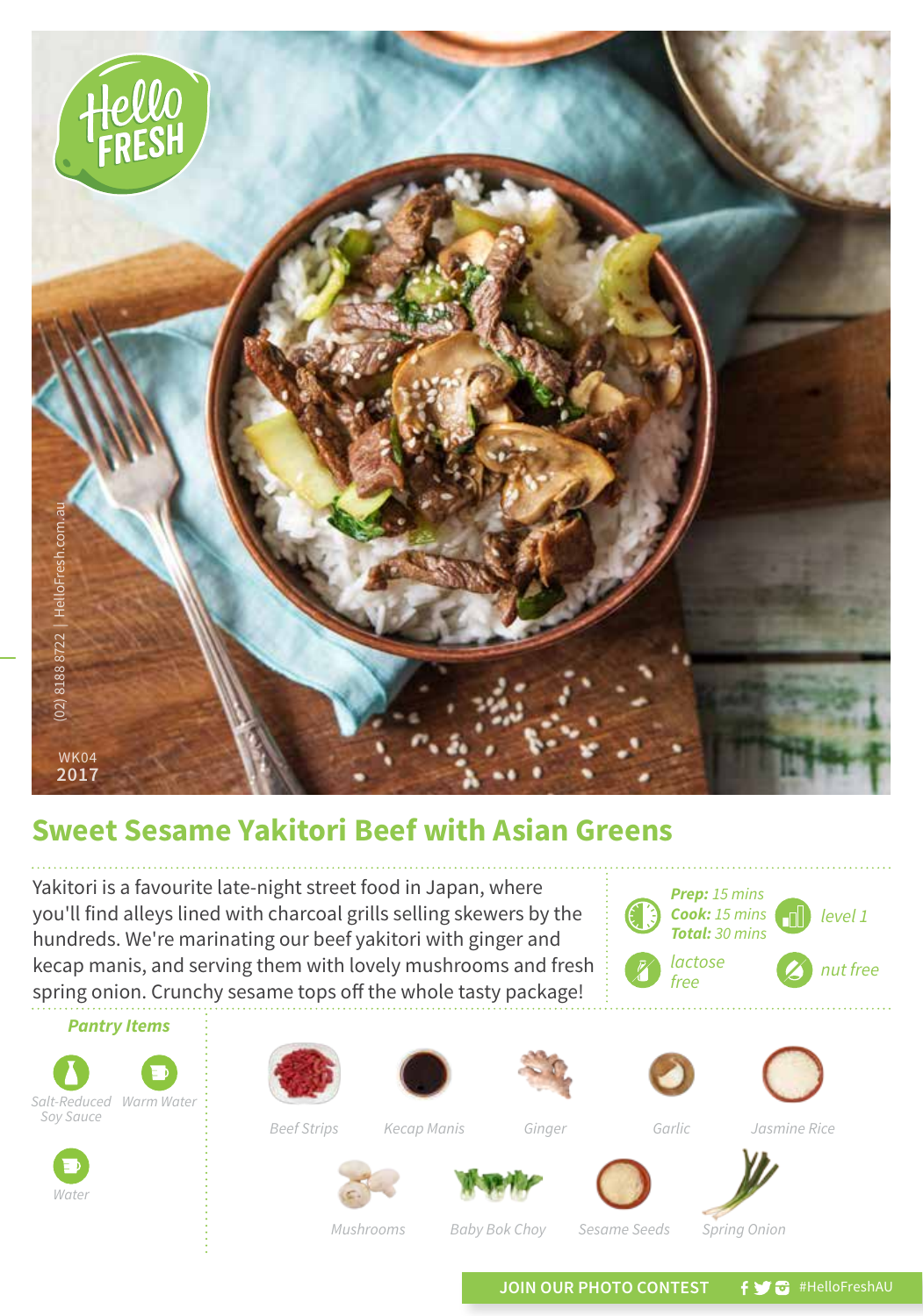WK04
2017

(02) 8188 8722 | HelloFresh.com.au

# Sweet Sesame Yakitori Beef with Asian Greens

Yakitori is a favourite late-night street food in Japan, where you'll find alleys lined with charcoal grills selling skewers by the hundreds. We're marinating our beef yakitori with ginger and kecap manis, and serving them with lovely mushrooms and fresh spring onion. Crunchy sesame tops off the whole tasty package!

***Prep:*** *15 mins*
***Cook:*** *15 mins*
***Total:*** *30 mins*

*level 1*

*lactose free*

*nut free*

### *Pantry Items*

- *Salt-Reduced Soy Sauce*
- *Warm Water*
- *Water*

### Ingredients

- *Beef Strips*
- *Kecap Manis*
- *Ginger*
- *Garlic*
- *Jasmine Rice*
- *Mushrooms*
- *Baby Bok Choy*
- *Sesame Seeds*
- *Spring Onion*

**JOIN OUR PHOTO CONTEST** #HelloFreshAU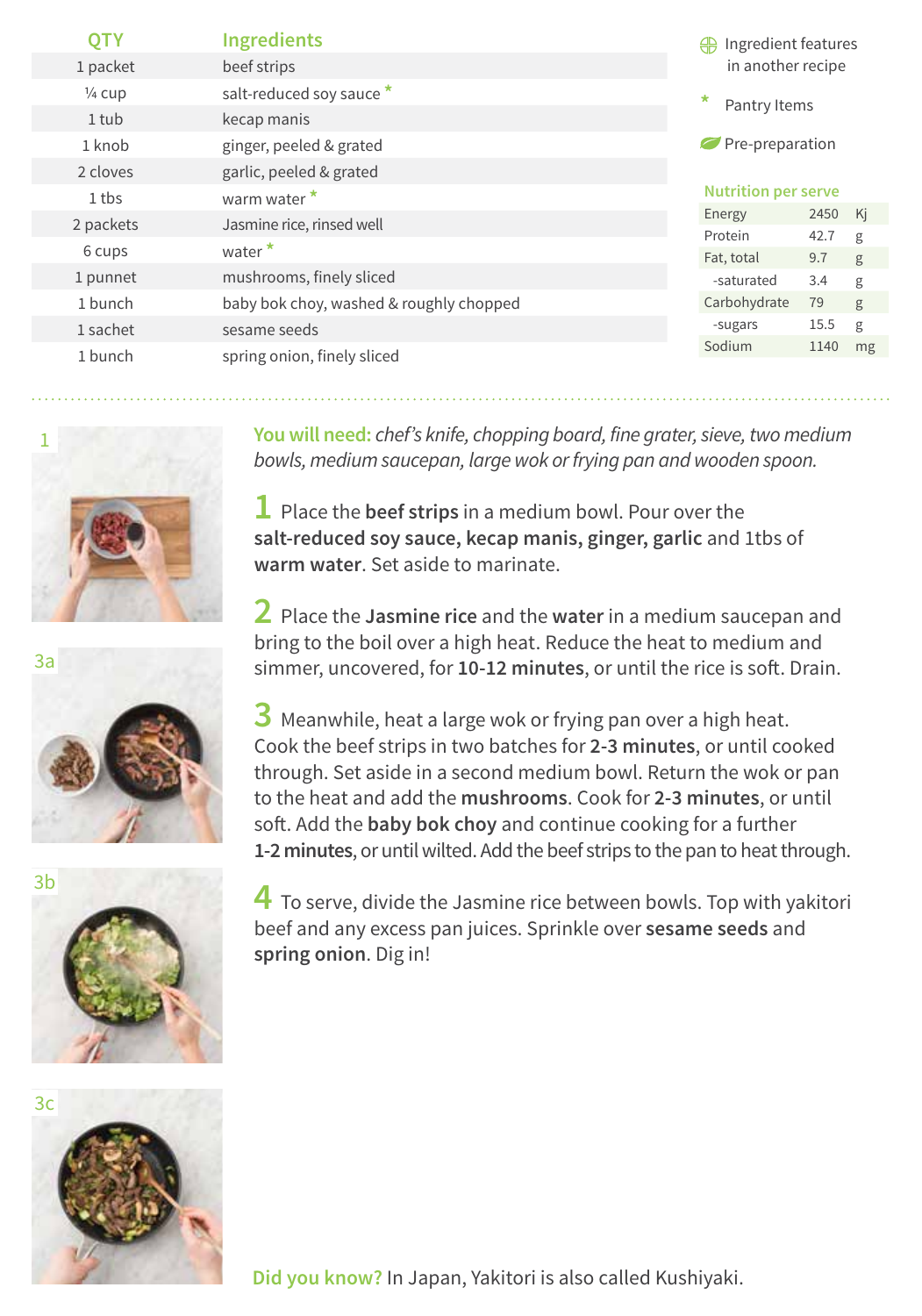| QTY | Ingredients |
|---|---|
| 1 packet | beef strips |
| ¼ cup | salt-reduced soy sauce * |
| 1 tub | kecap manis |
| 1 knob | ginger, peeled & grated |
| 2 cloves | garlic, peeled & grated |
| 1 tbs | warm water * |
| 2 packets | Jasmine rice, rinsed well |
| 6 cups | water * |
| 1 punnet | mushrooms, finely sliced |
| 1 bunch | baby bok choy, washed & roughly chopped |
| 1 sachet | sesame seeds |
| 1 bunch | spring onion, finely sliced |

Ingredient features in another recipe

\* Pantry Items

Pre-preparation

**Nutrition per serve**

| | | |
|---|---|---|
| Energy | 2450 | Kj |
| Protein | 42.7 | g |
| Fat, total | 9.7 | g |
| -saturated | 3.4 | g |
| Carbohydrate | 79 | g |
| -sugars | 15.5 | g |
| Sodium | 1140 | mg |

**You will need:** *chef's knife, chopping board, fine grater, sieve, two medium bowls, medium saucepan, large wok or frying pan and wooden spoon.*

**1** Place the **beef strips** in a medium bowl. Pour over the **salt-reduced soy sauce, kecap manis, ginger, garlic** and 1tbs of **warm water**. Set aside to marinate.

**2** Place the **Jasmine rice** and the **water** in a medium saucepan and bring to the boil over a high heat. Reduce the heat to medium and simmer, uncovered, for **10-12 minutes**, or until the rice is soft. Drain.

**3** Meanwhile, heat a large wok or frying pan over a high heat. Cook the beef strips in two batches for **2-3 minutes**, or until cooked through. Set aside in a second medium bowl. Return the wok or pan to the heat and add the **mushrooms**. Cook for **2-3 minutes**, or until soft. Add the **baby bok choy** and continue cooking for a further **1-2 minutes**, or until wilted. Add the beef strips to the pan to heat through.

**4** To serve, divide the Jasmine rice between bowls. Top with yakitori beef and any excess pan juices. Sprinkle over **sesame seeds** and **spring onion**. Dig in!

1

3a

3b

3c

**Did you know?** In Japan, Yakitori is also called Kushiyaki.